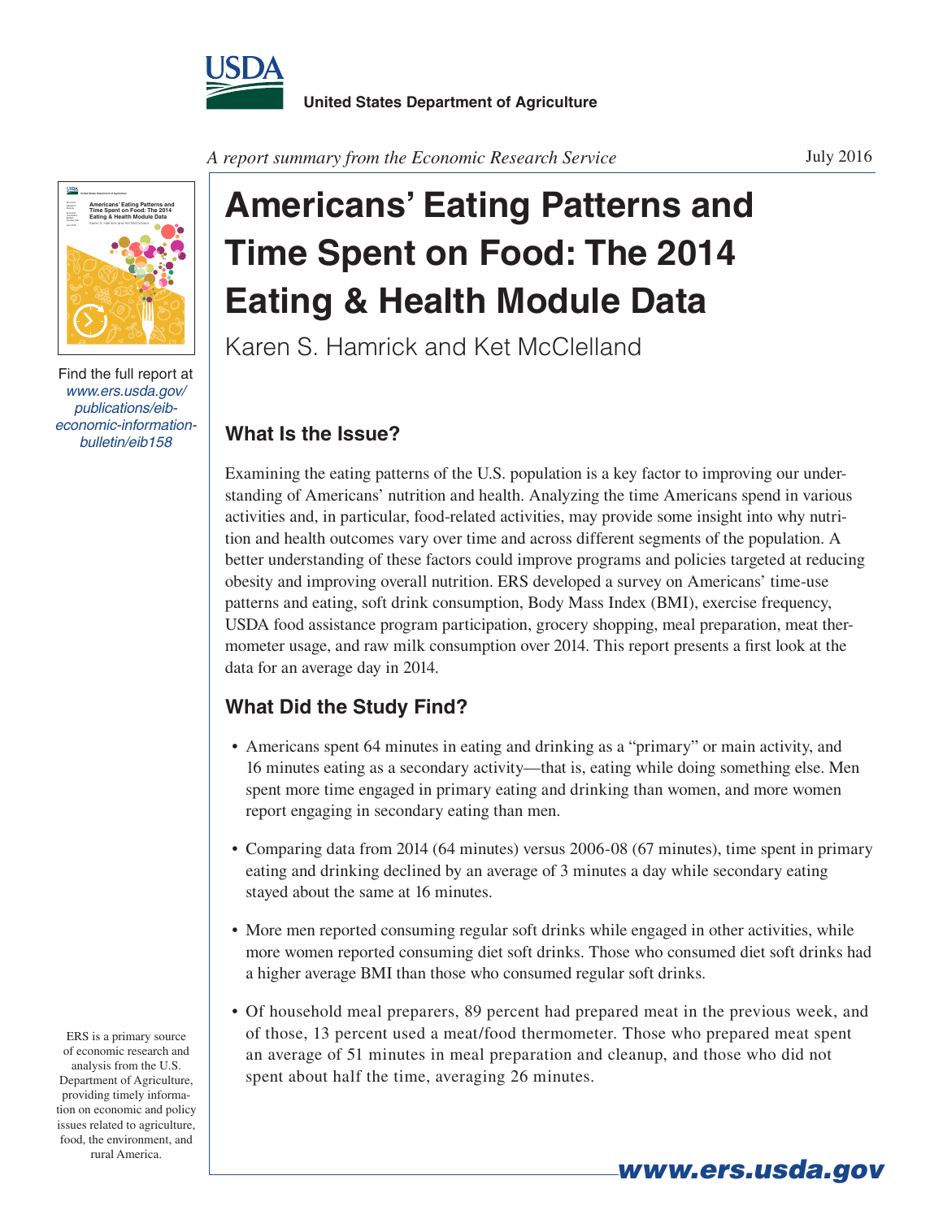United States Department of Agriculture

*A report summary from the Economic Research Service*

July 2016

# Americans' Eating Patterns and Time Spent on Food: The 2014 Eating & Health Module Data

Karen S. Hamrick and Ket McClelland

Find the full report at *www.ers.usda.gov/publications/eib-economic-information-bulletin/eib158*

## What Is the Issue?

Examining the eating patterns of the U.S. population is a key factor to improving our understanding of Americans' nutrition and health. Analyzing the time Americans spend in various activities and, in particular, food-related activities, may provide some insight into why nutrition and health outcomes vary over time and across different segments of the population. A better understanding of these factors could improve programs and policies targeted at reducing obesity and improving overall nutrition. ERS developed a survey on Americans' time-use patterns and eating, soft drink consumption, Body Mass Index (BMI), exercise frequency, USDA food assistance program participation, grocery shopping, meal preparation, meat thermometer usage, and raw milk consumption over 2014. This report presents a first look at the data for an average day in 2014.

## What Did the Study Find?

- Americans spent 64 minutes in eating and drinking as a "primary" or main activity, and 16 minutes eating as a secondary activity—that is, eating while doing something else. Men spent more time engaged in primary eating and drinking than women, and more women report engaging in secondary eating than men.
- Comparing data from 2014 (64 minutes) versus 2006-08 (67 minutes), time spent in primary eating and drinking declined by an average of 3 minutes a day while secondary eating stayed about the same at 16 minutes.
- More men reported consuming regular soft drinks while engaged in other activities, while more women reported consuming diet soft drinks. Those who consumed diet soft drinks had a higher average BMI than those who consumed regular soft drinks.
- Of household meal preparers, 89 percent had prepared meat in the previous week, and of those, 13 percent used a meat/food thermometer. Those who prepared meat spent an average of 51 minutes in meal preparation and cleanup, and those who did not spent about half the time, averaging 26 minutes.

ERS is a primary source of economic research and analysis from the U.S. Department of Agriculture, providing timely information on economic and policy issues related to agriculture, food, the environment, and rural America.

**www.ers.usda.gov**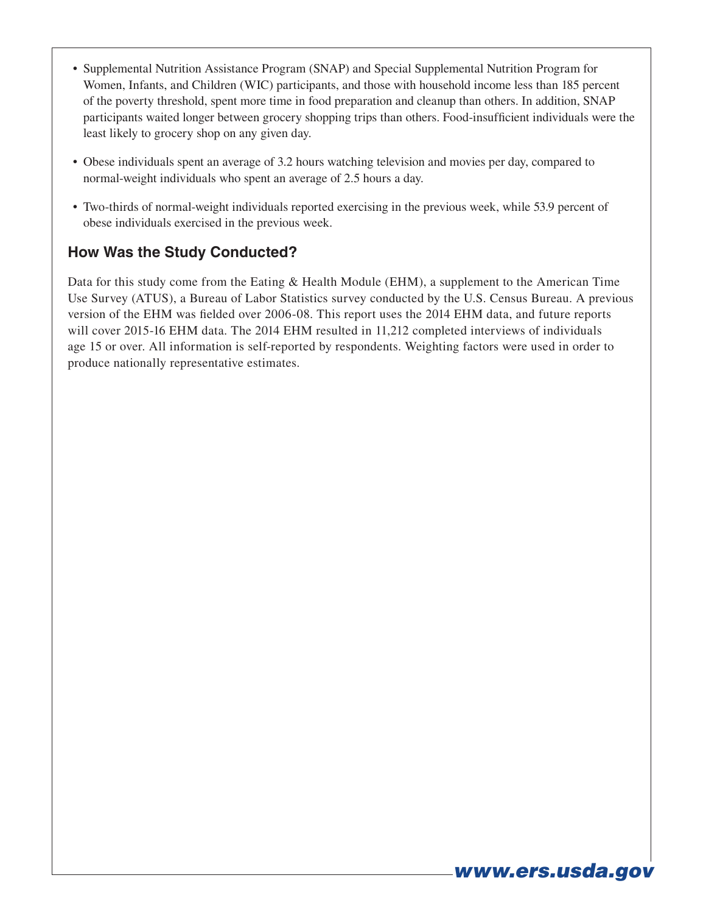- Supplemental Nutrition Assistance Program (SNAP) and Special Supplemental Nutrition Program for Women, Infants, and Children (WIC) participants, and those with household income less than 185 percent of the poverty threshold, spent more time in food preparation and cleanup than others. In addition, SNAP participants waited longer between grocery shopping trips than others. Food-insufficient individuals were the least likely to grocery shop on any given day.

- Obese individuals spent an average of 3.2 hours watching television and movies per day, compared to normal-weight individuals who spent an average of 2.5 hours a day.

- Two-thirds of normal-weight individuals reported exercising in the previous week, while 53.9 percent of obese individuals exercised in the previous week.

## How Was the Study Conducted?

Data for this study come from the Eating & Health Module (EHM), a supplement to the American Time Use Survey (ATUS), a Bureau of Labor Statistics survey conducted by the U.S. Census Bureau. A previous version of the EHM was fielded over 2006-08. This report uses the 2014 EHM data, and future reports will cover 2015-16 EHM data. The 2014 EHM resulted in 11,212 completed interviews of individuals age 15 or over. All information is self-reported by respondents. Weighting factors were used in order to produce nationally representative estimates.